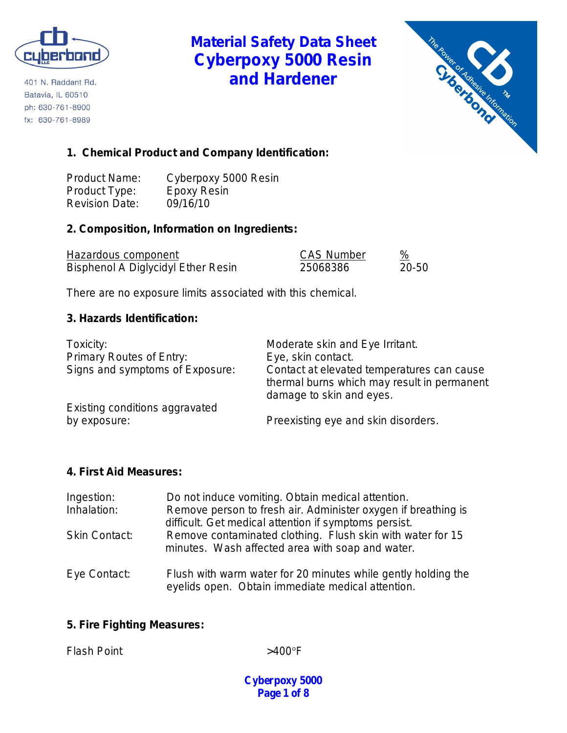401 N. Raddant Rd.
Batavia, IL 60510
ph: 630-761-8900
fx: 630-761-8989

# Material Safety Data Sheet
# Cyberpoxy 5000 Resin and Hardener

## 1. Chemical Product and Company Identification:

| | |
|---|---|
| Product Name: | Cyberpoxy 5000 Resin |
| Product Type: | Epoxy Resin |
| Revision Date: | 09/16/10 |

## 2. Composition, Information on Ingredients:

| Hazardous component | CAS Number | % |
|---|---|---|
| Bisphenol A Diglycidyl Ether Resin | 25068386 | 20-50 |

There are no exposure limits associated with this chemical.

## 3. Hazards Identification:

| | |
|---|---|
| Toxicity: | Moderate skin and Eye Irritant. |
| Primary Routes of Entry: | Eye, skin contact. |
| Signs and symptoms of Exposure: | Contact at elevated temperatures can cause thermal burns which may result in permanent damage to skin and eyes. |
| Existing conditions aggravated by exposure: | Preexisting eye and skin disorders. |

## 4. First Aid Measures:

| | |
|---|---|
| Ingestion: | Do not induce vomiting. Obtain medical attention. |
| Inhalation: | Remove person to fresh air. Administer oxygen if breathing is difficult. Get medical attention if symptoms persist. |
| Skin Contact: | Remove contaminated clothing. Flush skin with water for 15 minutes. Wash affected area with soap and water. |
| Eye Contact: | Flush with warm water for 20 minutes while gently holding the eyelids open. Obtain immediate medical attention. |

## 5. Fire Fighting Measures:

Flash Point >400°F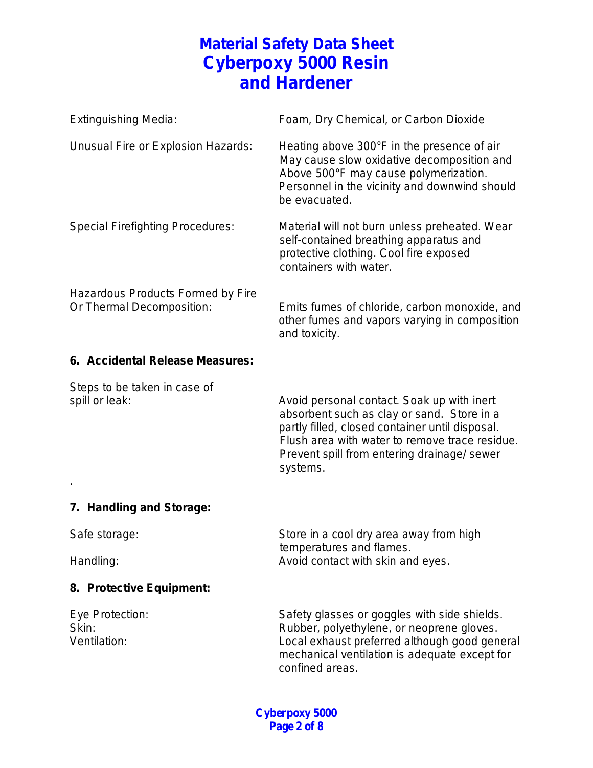# Material Safety Data Sheet
# Cyberpoxy 5000 Resin and Hardener

Extinguishing Media: Foam, Dry Chemical, or Carbon Dioxide

Unusual Fire or Explosion Hazards: Heating above 300°F in the presence of air May cause slow oxidative decomposition and Above 500°F may cause polymerization. Personnel in the vicinity and downwind should be evacuated.

Special Firefighting Procedures: Material will not burn unless preheated. Wear self-contained breathing apparatus and protective clothing. Cool fire exposed containers with water.

Hazardous Products Formed by Fire Or Thermal Decomposition: Emits fumes of chloride, carbon monoxide, and other fumes and vapors varying in composition and toxicity.

**6. Accidental Release Measures:**

Steps to be taken in case of spill or leak: Avoid personal contact. Soak up with inert absorbent such as clay or sand. Store in a partly filled, closed container until disposal. Flush area with water to remove trace residue. Prevent spill from entering drainage/ sewer systems.

.

**7. Handling and Storage:**

Safe storage: Store in a cool dry area away from high temperatures and flames.

Handling: Avoid contact with skin and eyes.

**8. Protective Equipment:**

Eye Protection: Safety glasses or goggles with side shields.

Skin: Rubber, polyethylene, or neoprene gloves.

Ventilation: Local exhaust preferred although good general mechanical ventilation is adequate except for confined areas.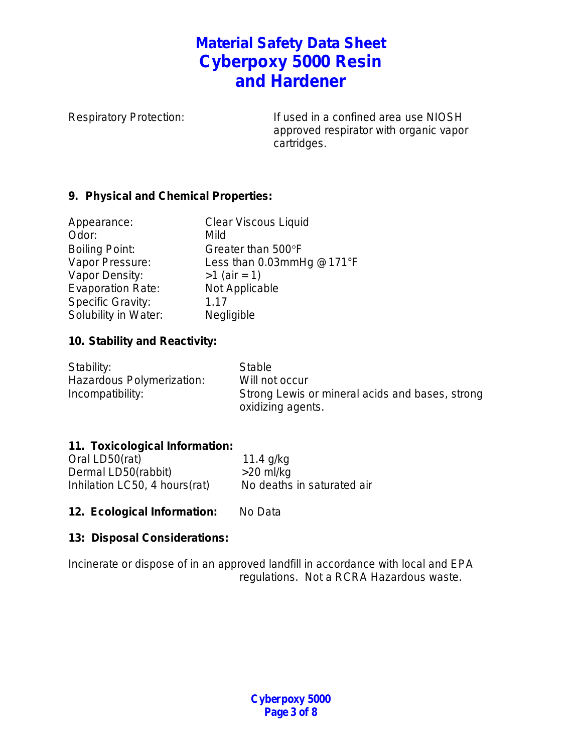Respiratory Protection: If used in a confined area use NIOSH approved respirator with organic vapor cartridges.

## 9. Physical and Chemical Properties:

| | |
|---|---|
| Appearance: | Clear Viscous Liquid |
| Odor: | Mild |
| Boiling Point: | Greater than 500°F |
| Vapor Pressure: | Less than 0.03mmHg @ 171°F |
| Vapor Density: | >1 (air = 1) |
| Evaporation Rate: | Not Applicable |
| Specific Gravity: | 1.17 |
| Solubility in Water: | Negligible |

## 10. Stability and Reactivity:

| | |
|---|---|
| Stability: | Stable |
| Hazardous Polymerization: | Will not occur |
| Incompatibility: | Strong Lewis or mineral acids and bases, strong oxidizing agents. |

## 11. Toxicological Information:

| | |
|---|---|
| Oral LD50(rat) | 11.4 g/kg |
| Dermal LD50(rabbit) | >20 ml/kg |
| Inhilation LC50, 4 hours(rat) | No deaths in saturated air |

## 12. Ecological Information:

No Data

## 13: Disposal Considerations:

Incinerate or dispose of in an approved landfill in accordance with local and EPA regulations. Not a RCRA Hazardous waste.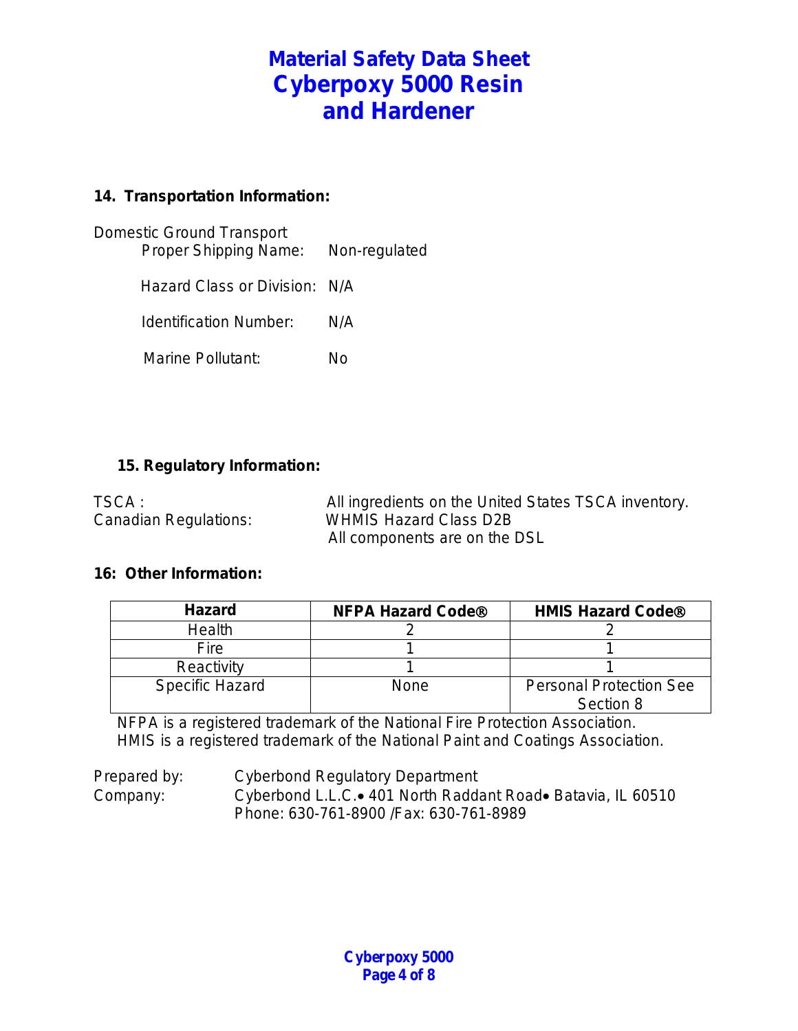# Material Safety Data Sheet
# Cyberpoxy 5000 Resin and Hardener

## 14. Transportation Information:

Domestic Ground Transport

Proper Shipping Name: Non-regulated

Hazard Class or Division: N/A

Identification Number: N/A

Marine Pollutant: No

## 15. Regulatory Information:

TSCA : All ingredients on the United States TSCA inventory.

Canadian Regulations: WHMIS Hazard Class D2B
All components are on the DSL

## 16: Other Information:

| Hazard | NFPA Hazard Code® | HMIS Hazard Code® |
|---|---|---|
| Health | 2 | 2 |
| Fire | 1 | 1 |
| Reactivity | 1 | 1 |
| Specific Hazard | None | Personal Protection See Section 8 |

NFPA is a registered trademark of the National Fire Protection Association.
HMIS is a registered trademark of the National Paint and Coatings Association.

Prepared by: Cyberbond Regulatory Department

Company: Cyberbond L.L.C.• 401 North Raddant Road• Batavia, IL 60510
Phone: 630-761-8900 /Fax: 630-761-8989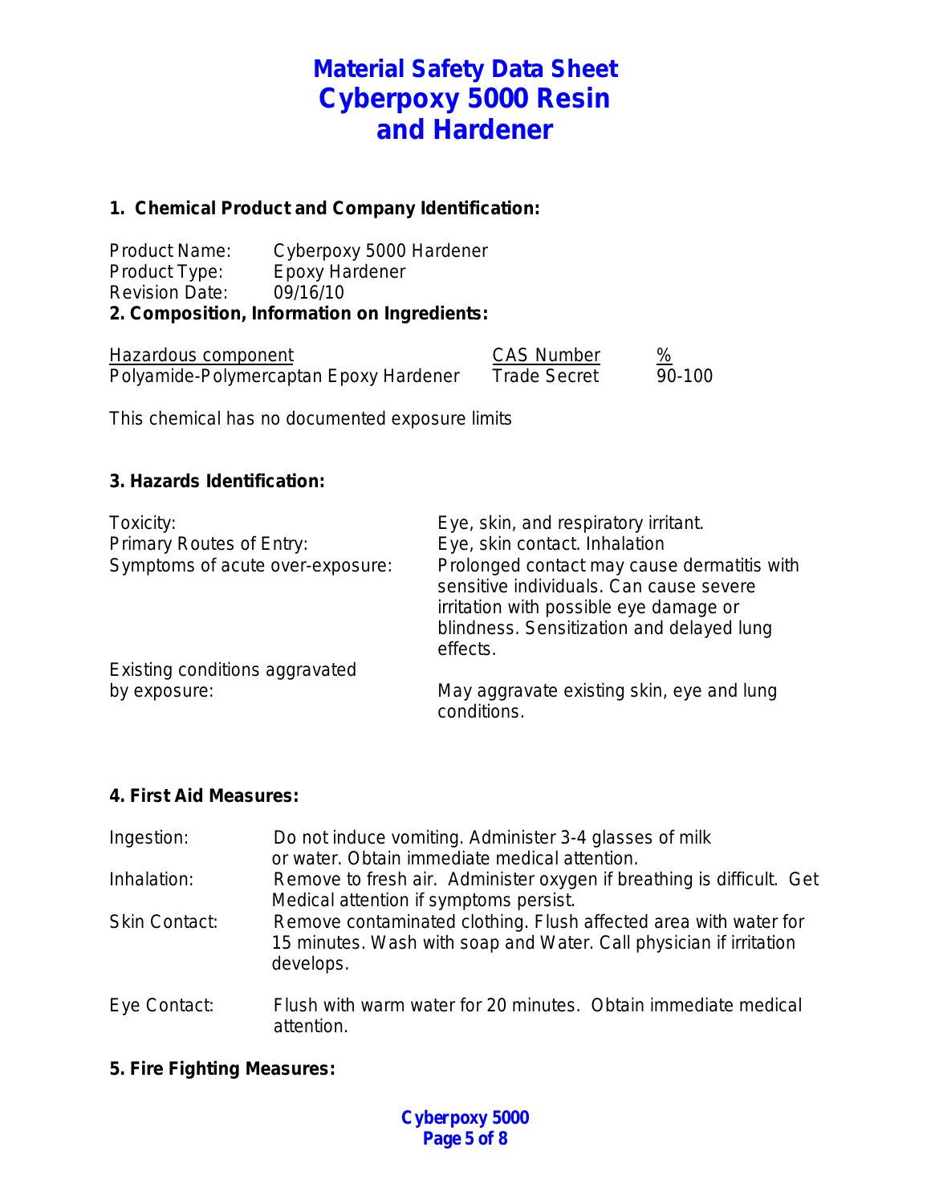# Material Safety Data Sheet
# Cyberpoxy 5000 Resin and Hardener

## 1. Chemical Product and Company Identification:

Product Name: Cyberpoxy 5000 Hardener
Product Type: Epoxy Hardener
Revision Date: 09/16/10

## 2. Composition, Information on Ingredients:

| Hazardous component | CAS Number | % |
|---|---|---|
| Polyamide-Polymercaptan Epoxy Hardener | Trade Secret | 90-100 |

This chemical has no documented exposure limits

## 3. Hazards Identification:

| | |
|---|---|
| Toxicity: | Eye, skin, and respiratory irritant. |
| Primary Routes of Entry: | Eye, skin contact. Inhalation |
| Symptoms of acute over-exposure: | Prolonged contact may cause dermatitis with sensitive individuals. Can cause severe irritation with possible eye damage or blindness. Sensitization and delayed lung effects. |
| Existing conditions aggravated by exposure: | May aggravate existing skin, eye and lung conditions. |

## 4. First Aid Measures:

| | |
|---|---|
| Ingestion: | Do not induce vomiting. Administer 3-4 glasses of milk or water. Obtain immediate medical attention. |
| Inhalation: | Remove to fresh air. Administer oxygen if breathing is difficult. Get Medical attention if symptoms persist. |
| Skin Contact: | Remove contaminated clothing. Flush affected area with water for 15 minutes. Wash with soap and Water. Call physician if irritation develops. |
| Eye Contact: | Flush with warm water for 20 minutes. Obtain immediate medical attention. |

## 5. Fire Fighting Measures: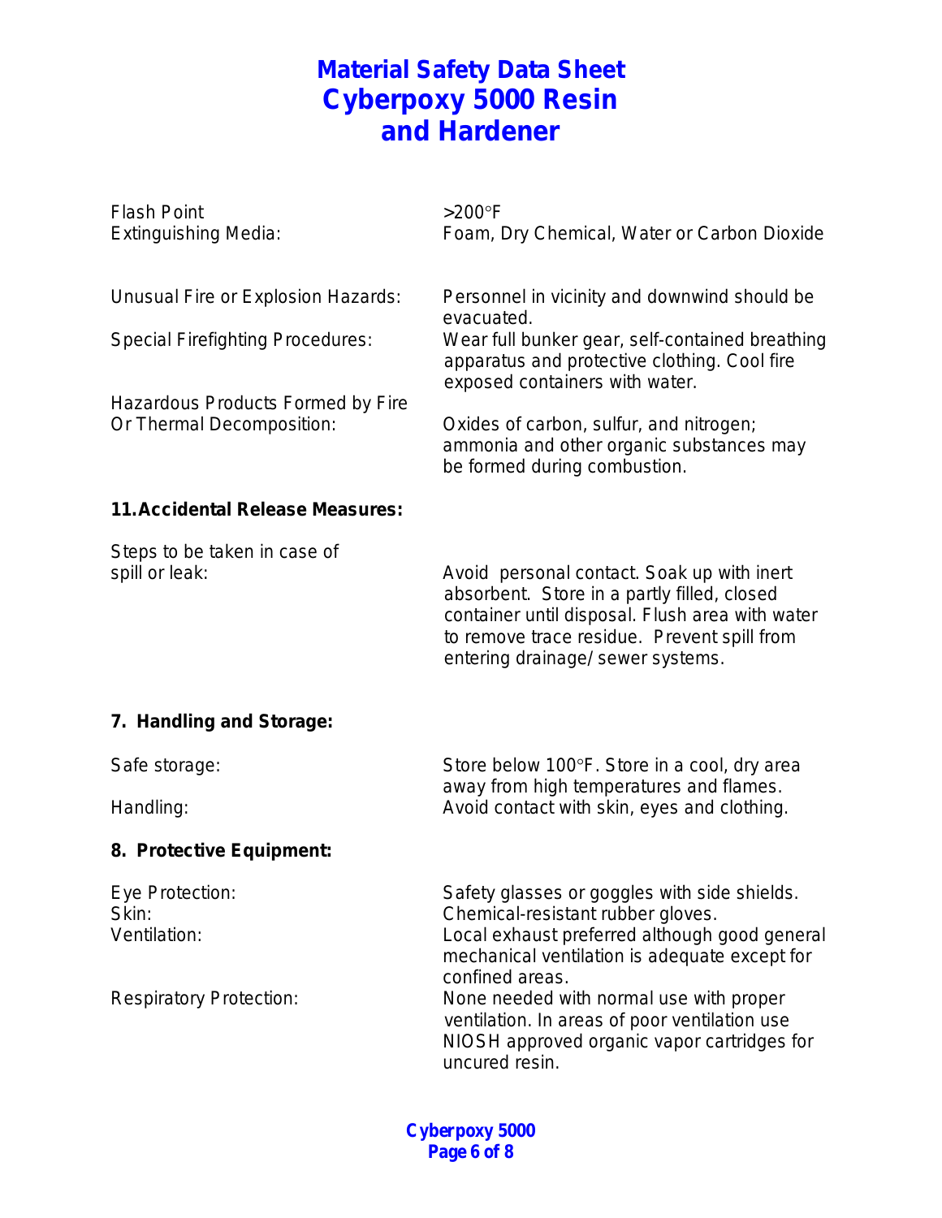# Material Safety Data Sheet
# Cyberpoxy 5000 Resin and Hardener

| | |
|---|---|
| Flash Point | >200°F |
| Extinguishing Media: | Foam, Dry Chemical, Water or Carbon Dioxide |
| Unusual Fire or Explosion Hazards: | Personnel in vicinity and downwind should be evacuated. |
| Special Firefighting Procedures: | Wear full bunker gear, self-contained breathing apparatus and protective clothing. Cool fire exposed containers with water. |
| Hazardous Products Formed by Fire Or Thermal Decomposition: | Oxides of carbon, sulfur, and nitrogen; ammonia and other organic substances may be formed during combustion. |

**11. Accidental Release Measures:**

| | |
|---|---|
| Steps to be taken in case of spill or leak: | Avoid personal contact. Soak up with inert absorbent. Store in a partly filled, closed container until disposal. Flush area with water to remove trace residue. Prevent spill from entering drainage/ sewer systems. |

**7. Handling and Storage:**

| | |
|---|---|
| Safe storage: | Store below 100°F. Store in a cool, dry area away from high temperatures and flames. |
| Handling: | Avoid contact with skin, eyes and clothing. |

**8. Protective Equipment:**

| | |
|---|---|
| Eye Protection: | Safety glasses or goggles with side shields. |
| Skin: | Chemical-resistant rubber gloves. |
| Ventilation: | Local exhaust preferred although good general mechanical ventilation is adequate except for confined areas. |
| Respiratory Protection: | None needed with normal use with proper ventilation. In areas of poor ventilation use NIOSH approved organic vapor cartridges for uncured resin. |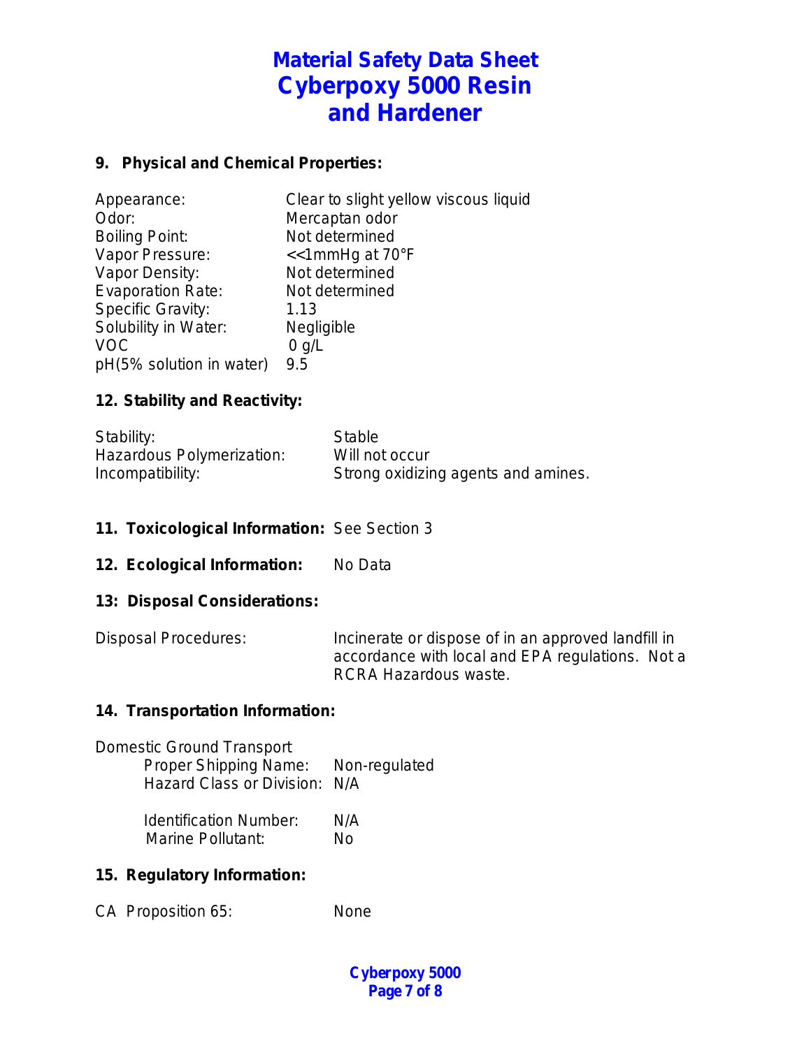# Material Safety Data Sheet
# Cyberpoxy 5000 Resin and Hardener

## 9. Physical and Chemical Properties:

| | |
|---|---|
| Appearance: | Clear to slight yellow viscous liquid |
| Odor: | Mercaptan odor |
| Boiling Point: | Not determined |
| Vapor Pressure: | <<1mmHg at 70°F |
| Vapor Density: | Not determined |
| Evaporation Rate: | Not determined |
| Specific Gravity: | 1.13 |
| Solubility in Water: | Negligible |
| VOC | 0 g/L |
| pH(5% solution in water) | 9.5 |

## 12. Stability and Reactivity:

| | |
|---|---|
| Stability: | Stable |
| Hazardous Polymerization: | Will not occur |
| Incompatibility: | Strong oxidizing agents and amines. |

## 11. Toxicological Information: See Section 3

## 12. Ecological Information: No Data

## 13: Disposal Considerations:

Disposal Procedures: Incinerate or dispose of in an approved landfill in accordance with local and EPA regulations. Not a RCRA Hazardous waste.

## 14. Transportation Information:

Domestic Ground Transport

| | |
|---|---|
| Proper Shipping Name: | Non-regulated |
| Hazard Class or Division: | N/A |
| Identification Number: | N/A |
| Marine Pollutant: | No |

## 15. Regulatory Information:

CA Proposition 65: None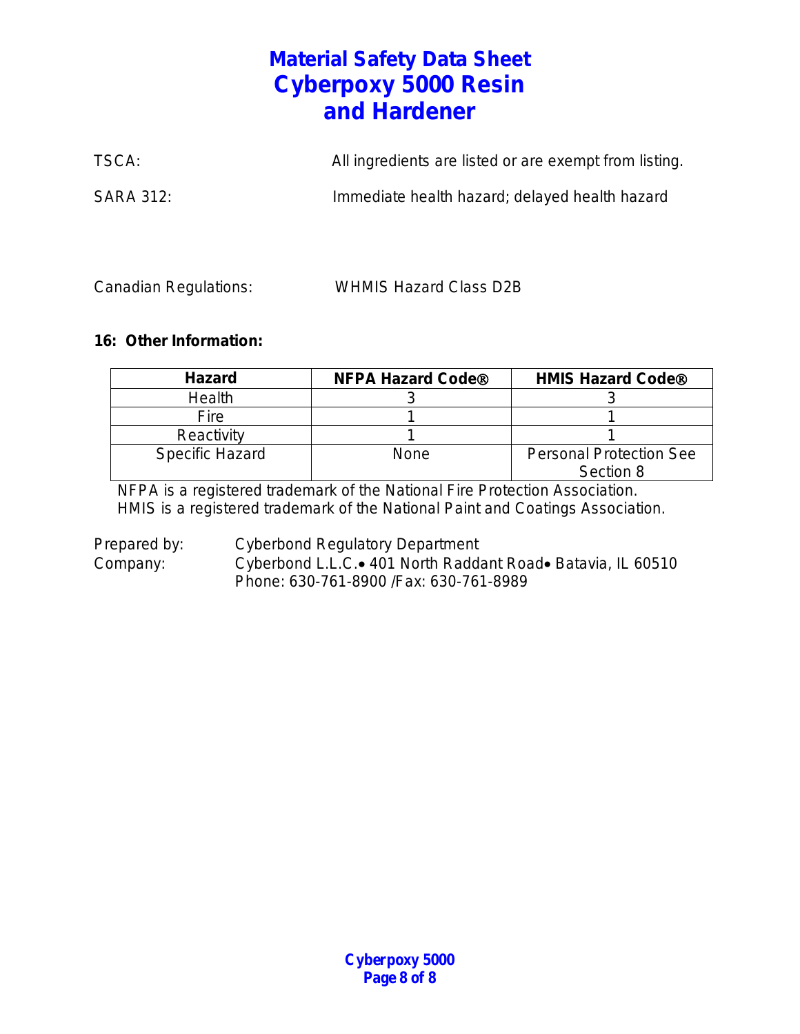TSCA: All ingredients are listed or are exempt from listing.

SARA 312: Immediate health hazard; delayed health hazard

Canadian Regulations: WHMIS Hazard Class D2B

**16: Other Information:**

| Hazard | NFPA Hazard Code® | HMIS Hazard Code® |
|---|---|---|
| Health | 3 | 3 |
| Fire | 1 | 1 |
| Reactivity | 1 | 1 |
| Specific Hazard | None | Personal Protection See Section 8 |

NFPA is a registered trademark of the National Fire Protection Association.
HMIS is a registered trademark of the National Paint and Coatings Association.

Prepared by: Cyberbond Regulatory Department
Company: Cyberbond L.L.C.• 401 North Raddant Road• Batavia, IL 60510
Phone: 630-761-8900 /Fax: 630-761-8989